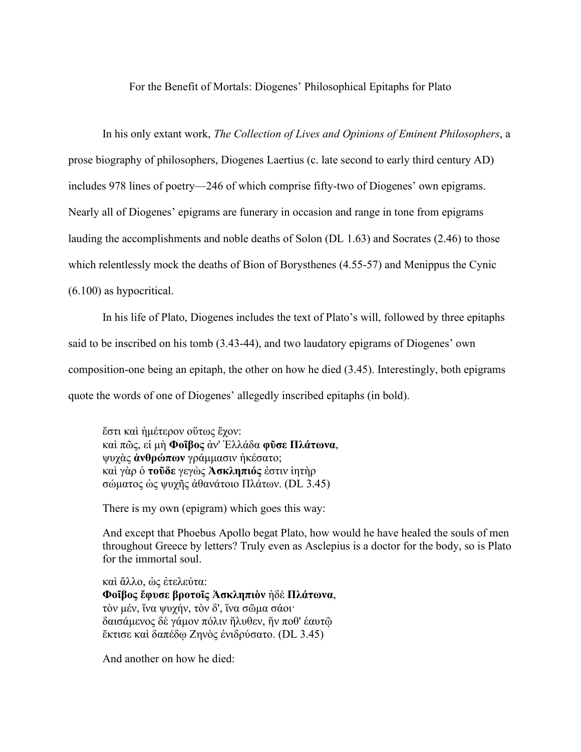For the Benefit of Mortals: Diogenes' Philosophical Epitaphs for Plato

In his only extant work, *The Collection of Lives and Opinions of Eminent Philosophers*, a prose biography of philosophers, Diogenes Laertius (c. late second to early third century AD) includes 978 lines of poetry—246 of which comprise fifty-two of Diogenes' own epigrams. Nearly all of Diogenes' epigrams are funerary in occasion and range in tone from epigrams lauding the accomplishments and noble deaths of Solon (DL 1.63) and Socrates (2.46) to those which relentlessly mock the deaths of Bion of Borysthenes (4.55-57) and Menippus the Cynic (6.100) as hypocritical.

In his life of Plato, Diogenes includes the text of Plato's will, followed by three epitaphs said to be inscribed on his tomb (3.43-44), and two laudatory epigrams of Diogenes' own composition-one being an epitaph, the other on how he died (3.45). Interestingly, both epigrams quote the words of one of Diogenes' allegedly inscribed epitaphs (in bold).

> ἔστι καὶ ἡμέτερον οὕτως ἔχον:
> καὶ πῶς, εἰ μὴ **Φοῖβος** ἀν' Ἑλλάδα **φῦσε Πλάτωνα**,
> ψυχὰς **ἀνθρώπων** γράμμασιν ἠκέσατο;
> καὶ γὰρ ὁ **τοῦδε** γεγὼς **Ἀσκληπιός** ἐστιν ἰητὴρ
> σώματος ὡς ψυχῆς ἀθανάτοιο Πλάτων. (DL 3.45)
>
> There is my own (epigram) which goes this way:
>
> And except that Phoebus Apollo begat Plato, how would he have healed the souls of men throughout Greece by letters? Truly even as Asclepius is a doctor for the body, so is Plato for the immortal soul.
>
> καὶ ἄλλο, ὡς ἐτελεύτα:
> **Φοῖβος ἔφυσε βροτοῖς Ἀσκληπιὸν** ἠδὲ **Πλάτωνα**,
> τὸν μέν, ἵνα ψυχήν, τὸν δ', ἵνα σῶμα σάοι·
> δαισάμενος δὲ γάμον πόλιν ἤλυθεν, ἥν ποθ' ἑαυτῷ
> ἔκτισε καὶ δαπέδῳ Ζηνὸς ἐνιδρύσατο. (DL 3.45)
>
> And another on how he died: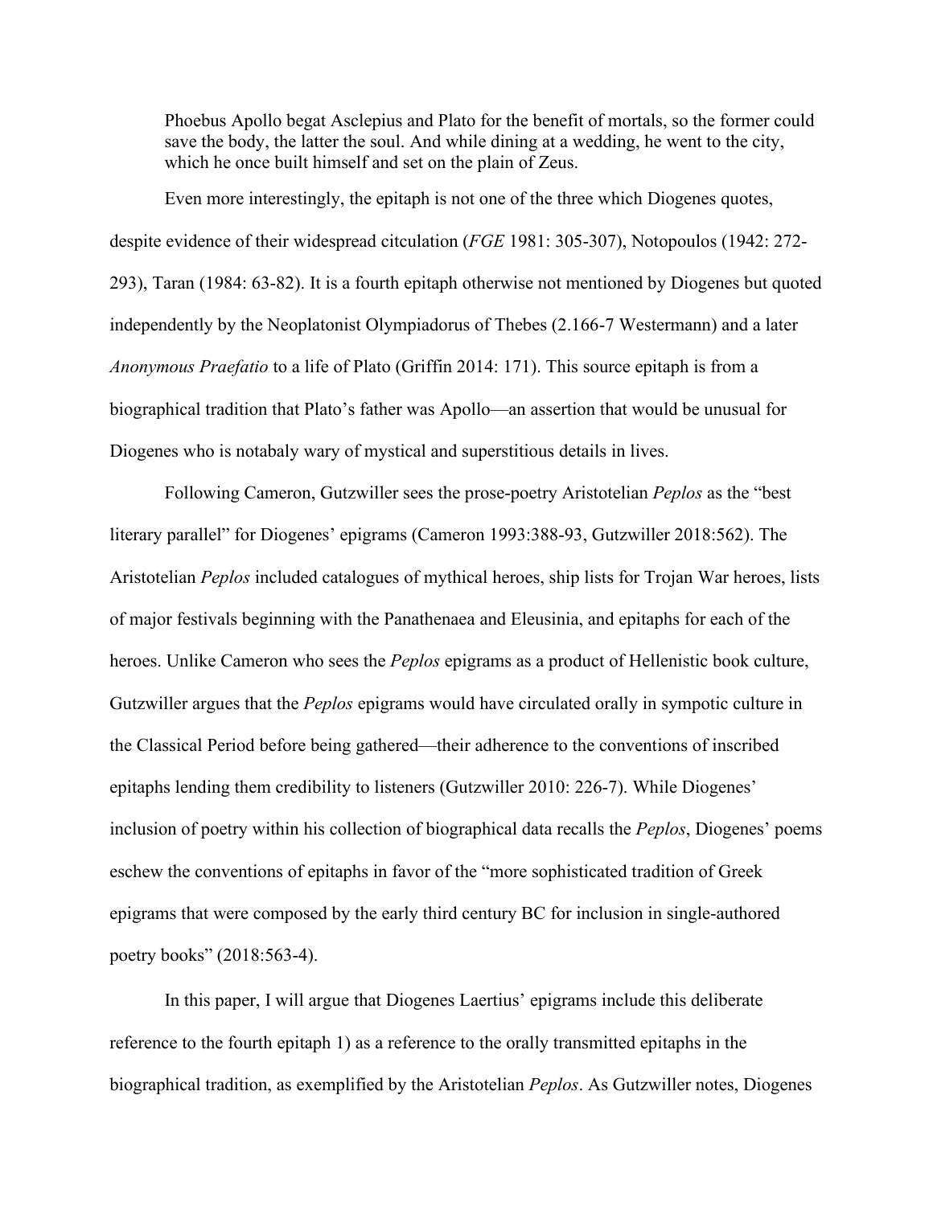> Phoebus Apollo begat Asclepius and Plato for the benefit of mortals, so the former could save the body, the latter the soul. And while dining at a wedding, he went to the city, which he once built himself and set on the plain of Zeus.

Even more interestingly, the epitaph is not one of the three which Diogenes quotes, despite evidence of their widespread citculation (*FGE* 1981: 305-307), Notopoulos (1942: 272-293), Taran (1984: 63-82). It is a fourth epitaph otherwise not mentioned by Diogenes but quoted independently by the Neoplatonist Olympiadorus of Thebes (2.166-7 Westermann) and a later *Anonymous Praefatio* to a life of Plato (Griffin 2014: 171). This source epitaph is from a biographical tradition that Plato's father was Apollo—an assertion that would be unusual for Diogenes who is notabaly wary of mystical and superstitious details in lives.

Following Cameron, Gutzwiller sees the prose-poetry Aristotelian *Peplos* as the "best literary parallel" for Diogenes' epigrams (Cameron 1993:388-93, Gutzwiller 2018:562). The Aristotelian *Peplos* included catalogues of mythical heroes, ship lists for Trojan War heroes, lists of major festivals beginning with the Panathenaea and Eleusinia, and epitaphs for each of the heroes. Unlike Cameron who sees the *Peplos* epigrams as a product of Hellenistic book culture, Gutzwiller argues that the *Peplos* epigrams would have circulated orally in sympotic culture in the Classical Period before being gathered—their adherence to the conventions of inscribed epitaphs lending them credibility to listeners (Gutzwiller 2010: 226-7). While Diogenes' inclusion of poetry within his collection of biographical data recalls the *Peplos*, Diogenes' poems eschew the conventions of epitaphs in favor of the "more sophisticated tradition of Greek epigrams that were composed by the early third century BC for inclusion in single-authored poetry books" (2018:563-4).

In this paper, I will argue that Diogenes Laertius' epigrams include this deliberate reference to the fourth epitaph 1) as a reference to the orally transmitted epitaphs in the biographical tradition, as exemplified by the Aristotelian *Peplos*. As Gutzwiller notes, Diogenes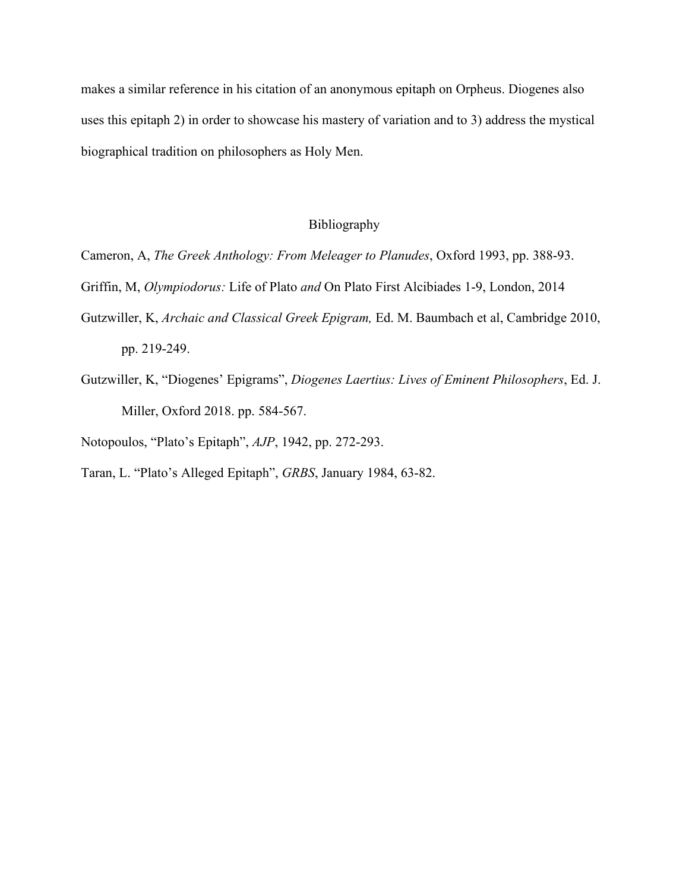makes a similar reference in his citation of an anonymous epitaph on Orpheus. Diogenes also uses this epitaph 2) in order to showcase his mastery of variation and to 3) address the mystical biographical tradition on philosophers as Holy Men.

## Bibliography

Cameron, A, *The Greek Anthology: From Meleager to Planudes*, Oxford 1993, pp. 388-93.

Griffin, M, *Olympiodorus:* Life of Plato *and* On Plato First Alcibiades 1-9, London, 2014

Gutzwiller, K, *Archaic and Classical Greek Epigram,* Ed. M. Baumbach et al, Cambridge 2010, pp. 219-249.

Gutzwiller, K, "Diogenes' Epigrams", *Diogenes Laertius: Lives of Eminent Philosophers*, Ed. J. Miller, Oxford 2018. pp. 584-567.

Notopoulos, "Plato's Epitaph", *AJP*, 1942, pp. 272-293.

Taran, L. "Plato's Alleged Epitaph", *GRBS*, January 1984, 63-82.